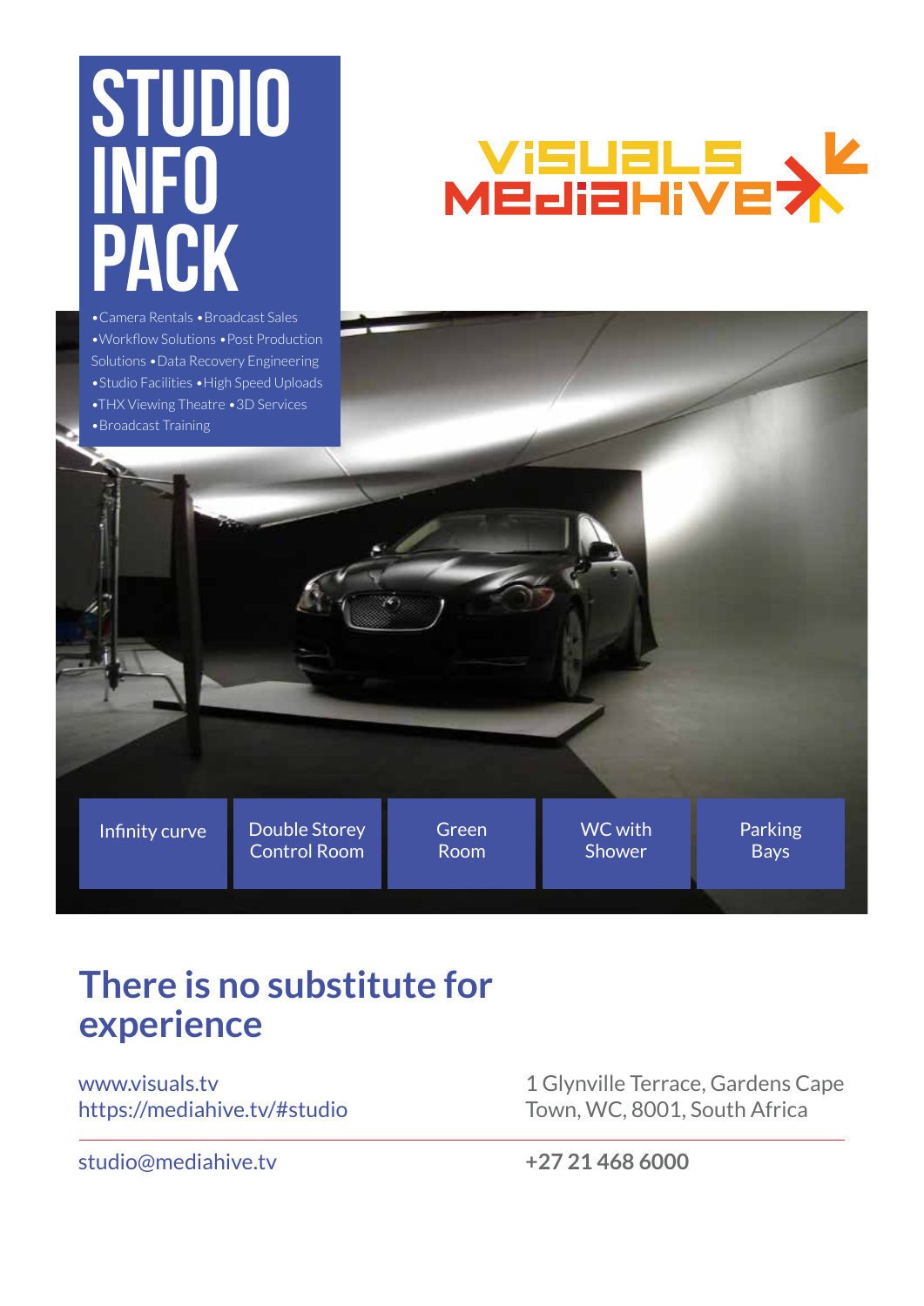# STUDIO INFO PACK

•Camera Rentals •Broadcast Sales •Workflow Solutions •Post Production Solutions •Data Recovery Engineering •Studio Facilities •High Speed Uploads •THX Viewing Theatre •3D Services •Broadcast Training

VISUALS MEDIAHIVE

- Infinity curve
- Double Storey Control Room
- Green Room
- WC with Shower
- Parking Bays

## There is no substitute for experience

www.visuals.tv
https://mediahive.tv/#studio

1 Glynville Terrace, Gardens Cape Town, WC, 8001, South Africa

studio@mediahive.tv

**+27 21 468 6000**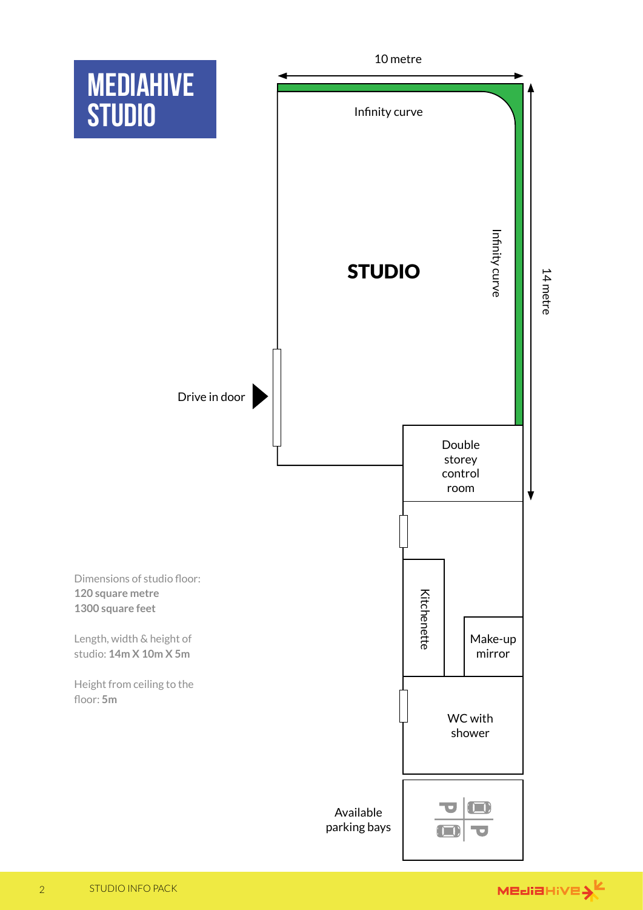# MEDIAHIVE STUDIO

10 metre

Infinity curve

STUDIO

Infinity curve

14 metre

Drive in door

Double storey control room

Kitchenette

Make-up mirror

WC with shower

Available parking bays

Dimensions of studio floor:
**120 square metre**
**1300 square feet**

Length, width & height of studio: **14m X 10m X 5m**

Height from ceiling to the floor: **5m**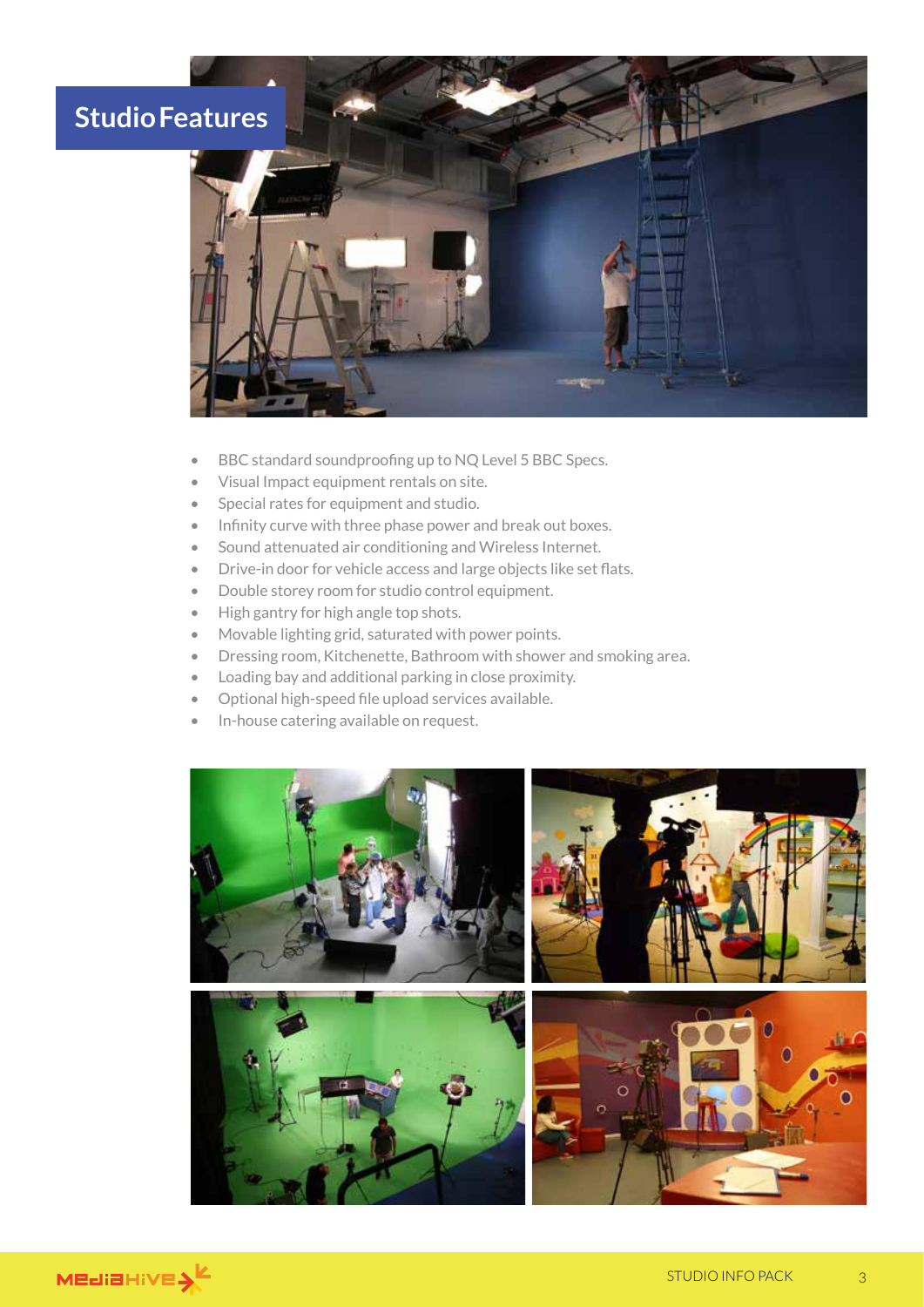## Studio Features

- BBC standard soundproofing up to NQ Level 5 BBC Specs.
- Visual Impact equipment rentals on site.
- Special rates for equipment and studio.
- Infinity curve with three phase power and break out boxes.
- Sound attenuated air conditioning and Wireless Internet.
- Drive-in door for vehicle access and large objects like set flats.
- Double storey room for studio control equipment.
- High gantry for high angle top shots.
- Movable lighting grid, saturated with power points.
- Dressing room, Kitchenette, Bathroom with shower and smoking area.
- Loading bay and additional parking in close proximity.
- Optional high-speed file upload services available.
- In-house catering available on request.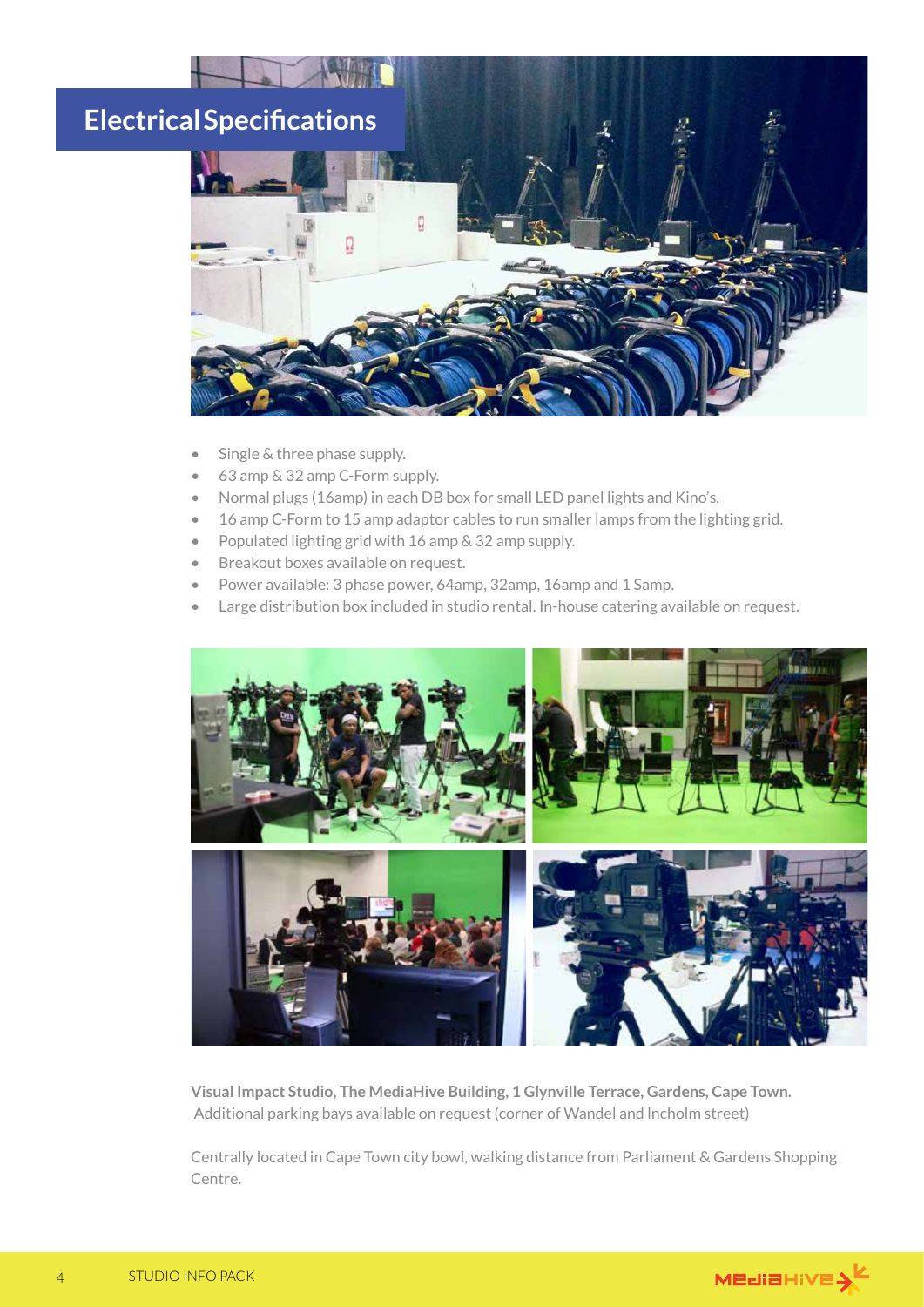# Electrical Specifications

- Single & three phase supply.
- 63 amp & 32 amp C-Form supply.
- Normal plugs (16amp) in each DB box for small LED panel lights and Kino's.
- 16 amp C-Form to 15 amp adaptor cables to run smaller lamps from the lighting grid.
- Populated lighting grid with 16 amp & 32 amp supply.
- Breakout boxes available on request.
- Power available: 3 phase power, 64amp, 32amp, 16amp and 1 Samp.
- Large distribution box included in studio rental. In-house catering available on request.

**Visual Impact Studio, The MediaHive Building, 1 Glynville Terrace, Gardens, Cape Town.**
Additional parking bays available on request (corner of Wandel and Incholm street)

Centrally located in Cape Town city bowl, walking distance from Parliament & Gardens Shopping Centre.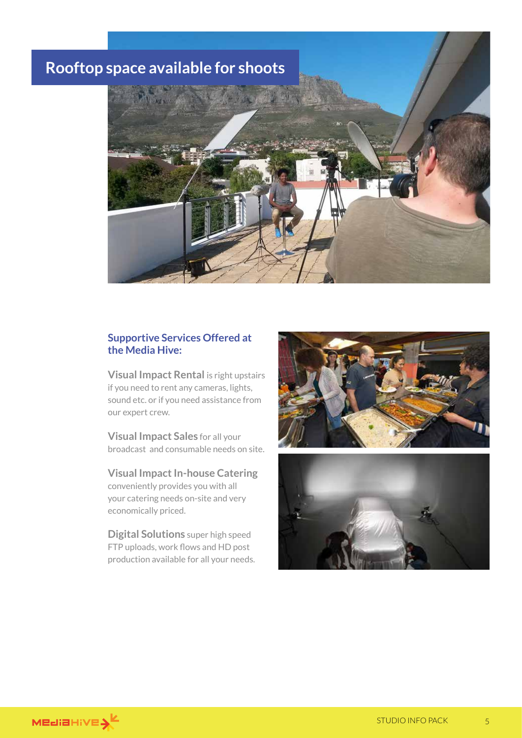## Rooftop space available for shoots

### Supportive Services Offered at the Media Hive:

**Visual Impact Rental** is right upstairs if you need to rent any cameras, lights, sound etc. or if you need assistance from our expert crew.

**Visual Impact Sales** for all your broadcast and consumable needs on site.

**Visual Impact In-house Catering** conveniently provides you with all your catering needs on-site and very economically priced.

**Digital Solutions** super high speed FTP uploads, work flows and HD post production available for all your needs.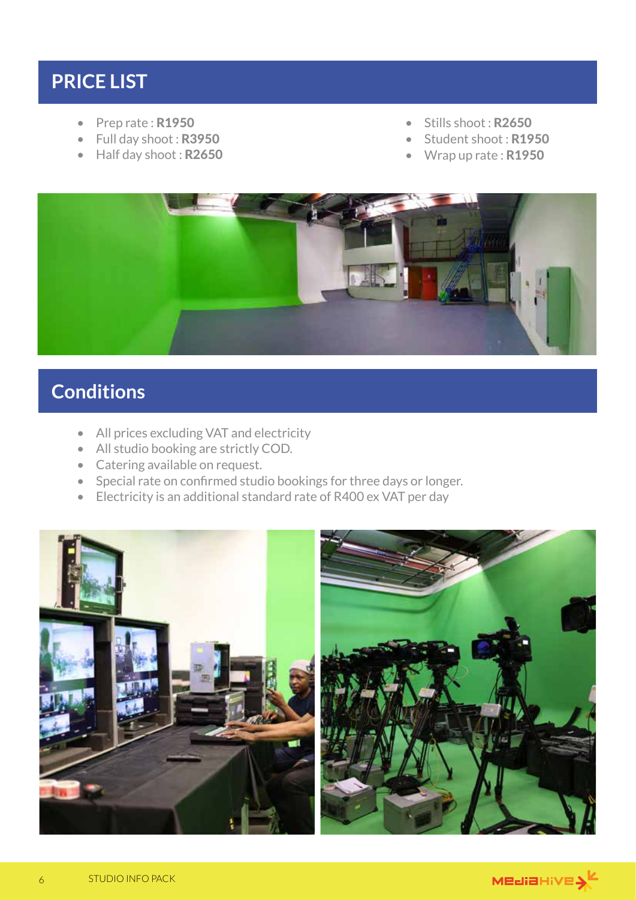# PRICE LIST

- Prep rate : **R1950**
- Full day shoot : **R3950**
- Half day shoot : **R2650**
- Stills shoot : **R2650**
- Student shoot : **R1950**
- Wrap up rate : **R1950**

# Conditions

- All prices excluding VAT and electricity
- All studio booking are strictly COD.
- Catering available on request.
- Special rate on confirmed studio bookings for three days or longer.
- Electricity is an additional standard rate of R400 ex VAT per day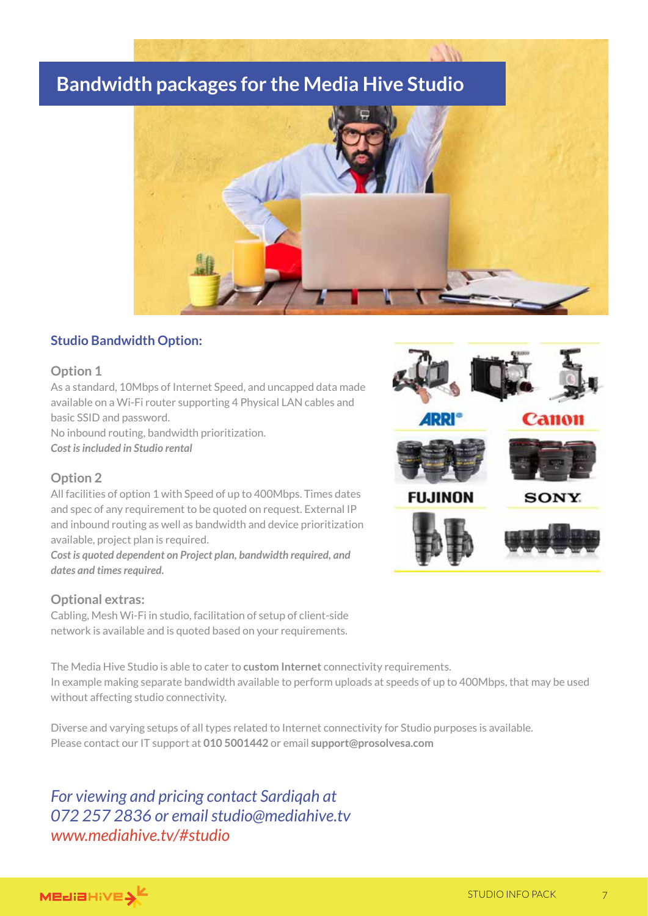# Bandwidth packages for the Media Hive Studio

## Studio Bandwidth Option:

### Option 1

As a standard, 10Mbps of Internet Speed, and uncapped data made available on a Wi-Fi router supporting 4 Physical LAN cables and basic SSID and password.
No inbound routing, bandwidth prioritization.
***Cost is included in Studio rental***

### Option 2

All facilities of option 1 with Speed of up to 400Mbps. Times dates and spec of any requirement to be quoted on request. External IP and inbound routing as well as bandwidth and device prioritization available, project plan is required.
***Cost is quoted dependent on Project plan, bandwidth required, and dates and times required.***

### Optional extras:

Cabling, Mesh Wi-Fi in studio, facilitation of setup of client-side network is available and is quoted based on your requirements.

The Media Hive Studio is able to cater to **custom Internet** connectivity requirements.
In example making separate bandwidth available to perform uploads at speeds of up to 400Mbps, that may be used without affecting studio connectivity.

Diverse and varying setups of all types related to Internet connectivity for Studio purposes is available.
Please contact our IT support at **010 5001442** or email **support@prosolvesa.com**

*For viewing and pricing contact Sardiqah at 072 257 2836 or email studio@mediahive.tv*
*www.mediahive.tv/#studio*